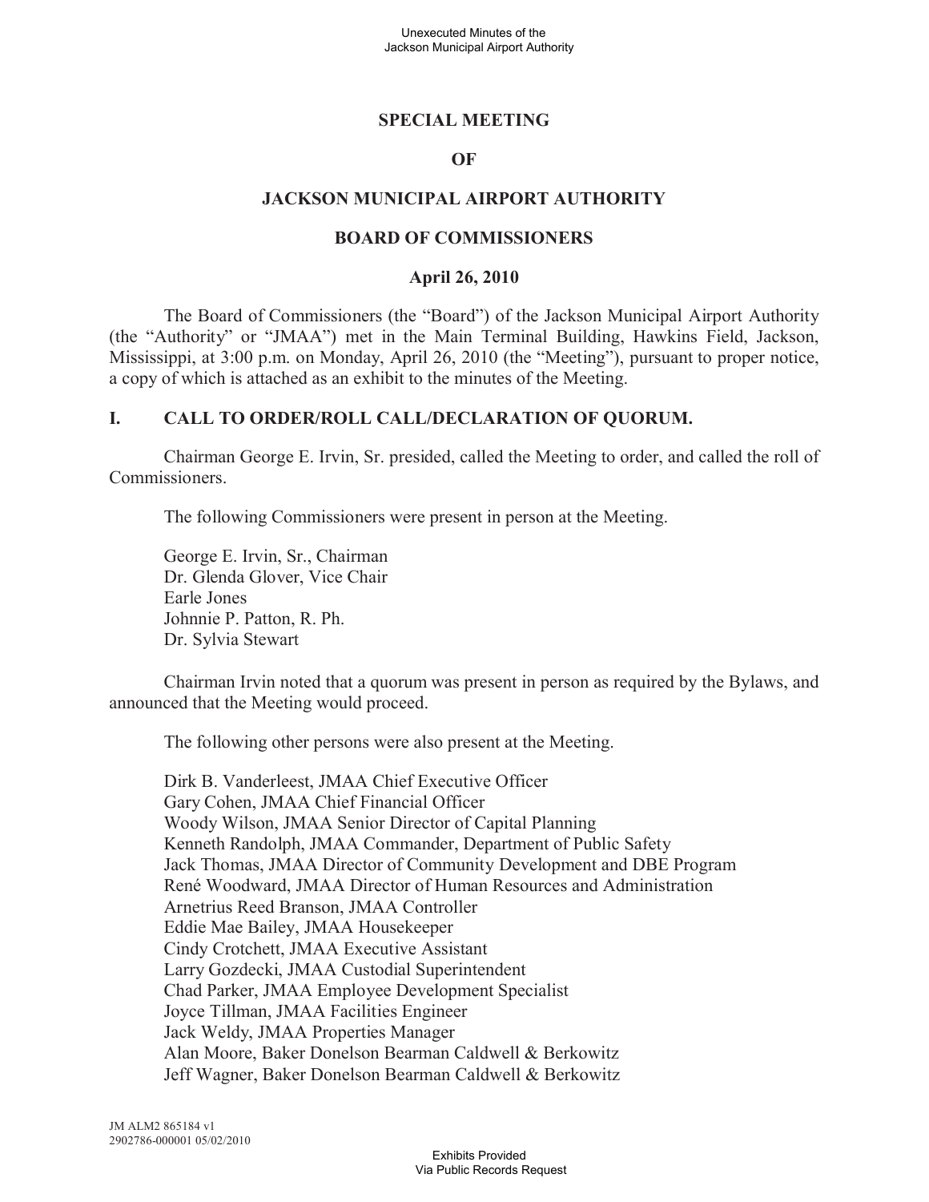# SPECIAL MEETING

# OF

# JACKSON MUNICIPAL AIRPORT AUTHORITY

# BOARD OF COMMISSIONERS

## April 26, 2010

The Board of Commissioners (the "Board") of the Jackson Municipal Airport Authority (the "Authority" or "JMAA") met in the Main Terminal Building, Hawkins Field, Jackson, Mississippi, at 3:00 p.m. on Monday, April 26, 2010 (the "Meeting"), pursuant to proper notice, a copy of which is attached as an exhibit to the minutes of the Meeting.

## I. CALL TO ORDER/ROLL CALL/DECLARATION OF QUORUM.

Chairman George E. Irvin, Sr. presided, called the Meeting to order, and called the roll of Commissioners.

The following Commissioners were present in person at the Meeting.

George E. Irvin, Sr., Chairman
Dr. Glenda Glover, Vice Chair
Earle Jones
Johnnie P. Patton, R. Ph.
Dr. Sylvia Stewart

Chairman Irvin noted that a quorum was present in person as required by the Bylaws, and announced that the Meeting would proceed.

The following other persons were also present at the Meeting.

Dirk B. Vanderleest, JMAA Chief Executive Officer
Gary Cohen, JMAA Chief Financial Officer
Woody Wilson, JMAA Senior Director of Capital Planning
Kenneth Randolph, JMAA Commander, Department of Public Safety
Jack Thomas, JMAA Director of Community Development and DBE Program
René Woodward, JMAA Director of Human Resources and Administration
Arnetrius Reed Branson, JMAA Controller
Eddie Mae Bailey, JMAA Housekeeper
Cindy Crotchett, JMAA Executive Assistant
Larry Gozdecki, JMAA Custodial Superintendent
Chad Parker, JMAA Employee Development Specialist
Joyce Tillman, JMAA Facilities Engineer
Jack Weldy, JMAA Properties Manager
Alan Moore, Baker Donelson Bearman Caldwell & Berkowitz
Jeff Wagner, Baker Donelson Bearman Caldwell & Berkowitz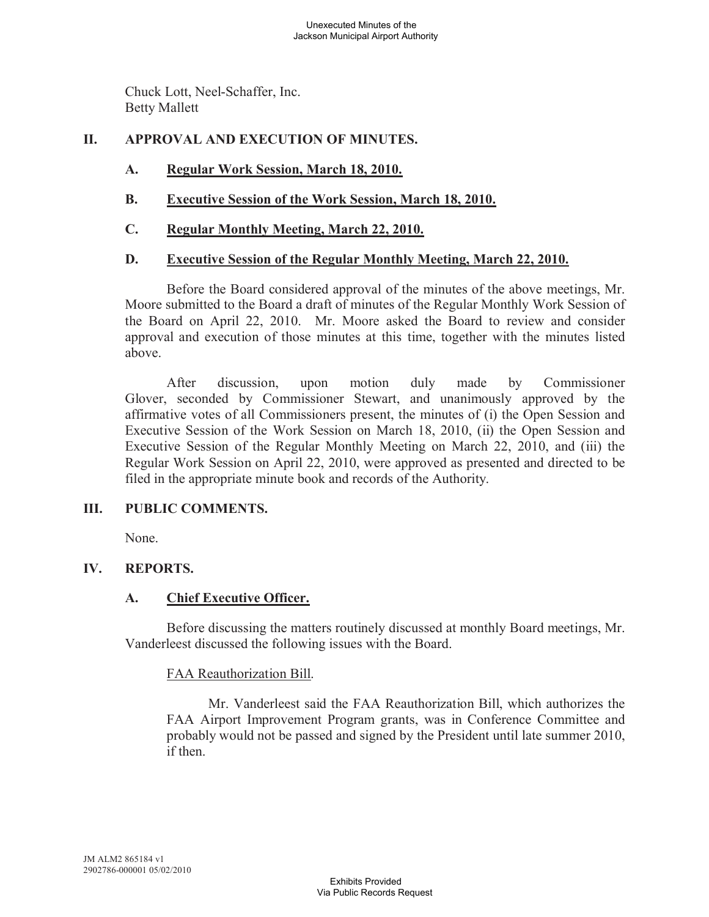Chuck Lott, Neel-Schaffer, Inc.
Betty Mallett

## II. APPROVAL AND EXECUTION OF MINUTES.

### A. Regular Work Session, March 18, 2010.

### B. Executive Session of the Work Session, March 18, 2010.

### C. Regular Monthly Meeting, March 22, 2010.

### D. Executive Session of the Regular Monthly Meeting, March 22, 2010.

Before the Board considered approval of the minutes of the above meetings, Mr. Moore submitted to the Board a draft of minutes of the Regular Monthly Work Session of the Board on April 22, 2010. Mr. Moore asked the Board to review and consider approval and execution of those minutes at this time, together with the minutes listed above.

After discussion, upon motion duly made by Commissioner Glover, seconded by Commissioner Stewart, and unanimously approved by the affirmative votes of all Commissioners present, the minutes of (i) the Open Session and Executive Session of the Work Session on March 18, 2010, (ii) the Open Session and Executive Session of the Regular Monthly Meeting on March 22, 2010, and (iii) the Regular Work Session on April 22, 2010, were approved as presented and directed to be filed in the appropriate minute book and records of the Authority.

## III. PUBLIC COMMENTS.

None.

## IV. REPORTS.

### A. Chief Executive Officer.

Before discussing the matters routinely discussed at monthly Board meetings, Mr. Vanderleest discussed the following issues with the Board.

FAA Reauthorization Bill.

Mr. Vanderleest said the FAA Reauthorization Bill, which authorizes the FAA Airport Improvement Program grants, was in Conference Committee and probably would not be passed and signed by the President until late summer 2010, if then.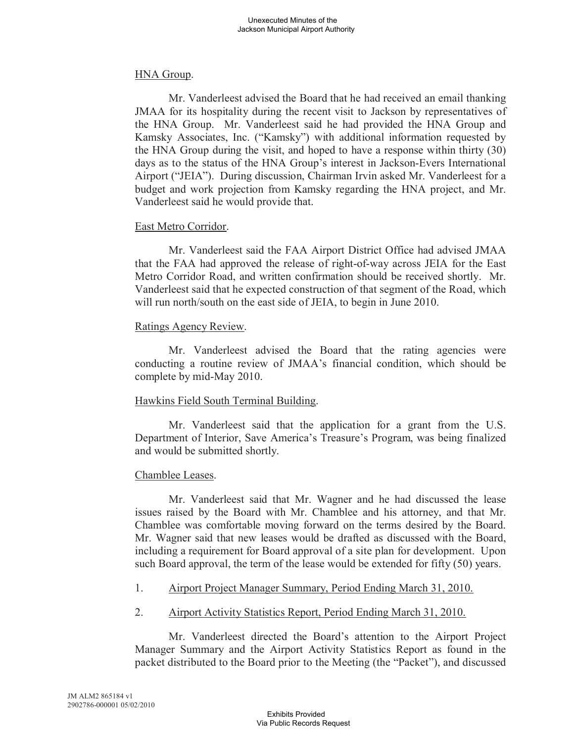HNA Group.

Mr. Vanderleest advised the Board that he had received an email thanking JMAA for its hospitality during the recent visit to Jackson by representatives of the HNA Group. Mr. Vanderleest said he had provided the HNA Group and Kamsky Associates, Inc. ("Kamsky") with additional information requested by the HNA Group during the visit, and hoped to have a response within thirty (30) days as to the status of the HNA Group's interest in Jackson-Evers International Airport ("JEIA"). During discussion, Chairman Irvin asked Mr. Vanderleest for a budget and work projection from Kamsky regarding the HNA project, and Mr. Vanderleest said he would provide that.

East Metro Corridor.

Mr. Vanderleest said the FAA Airport District Office had advised JMAA that the FAA had approved the release of right-of-way across JEIA for the East Metro Corridor Road, and written confirmation should be received shortly. Mr. Vanderleest said that he expected construction of that segment of the Road, which will run north/south on the east side of JEIA, to begin in June 2010.

Ratings Agency Review.

Mr. Vanderleest advised the Board that the rating agencies were conducting a routine review of JMAA's financial condition, which should be complete by mid-May 2010.

Hawkins Field South Terminal Building.

Mr. Vanderleest said that the application for a grant from the U.S. Department of Interior, Save America's Treasure's Program, was being finalized and would be submitted shortly.

Chamblee Leases.

Mr. Vanderleest said that Mr. Wagner and he had discussed the lease issues raised by the Board with Mr. Chamblee and his attorney, and that Mr. Chamblee was comfortable moving forward on the terms desired by the Board. Mr. Wagner said that new leases would be drafted as discussed with the Board, including a requirement for Board approval of a site plan for development. Upon such Board approval, the term of the lease would be extended for fifty (50) years.

1. Airport Project Manager Summary, Period Ending March 31, 2010.

2. Airport Activity Statistics Report, Period Ending March 31, 2010.

Mr. Vanderleest directed the Board's attention to the Airport Project Manager Summary and the Airport Activity Statistics Report as found in the packet distributed to the Board prior to the Meeting (the "Packet"), and discussed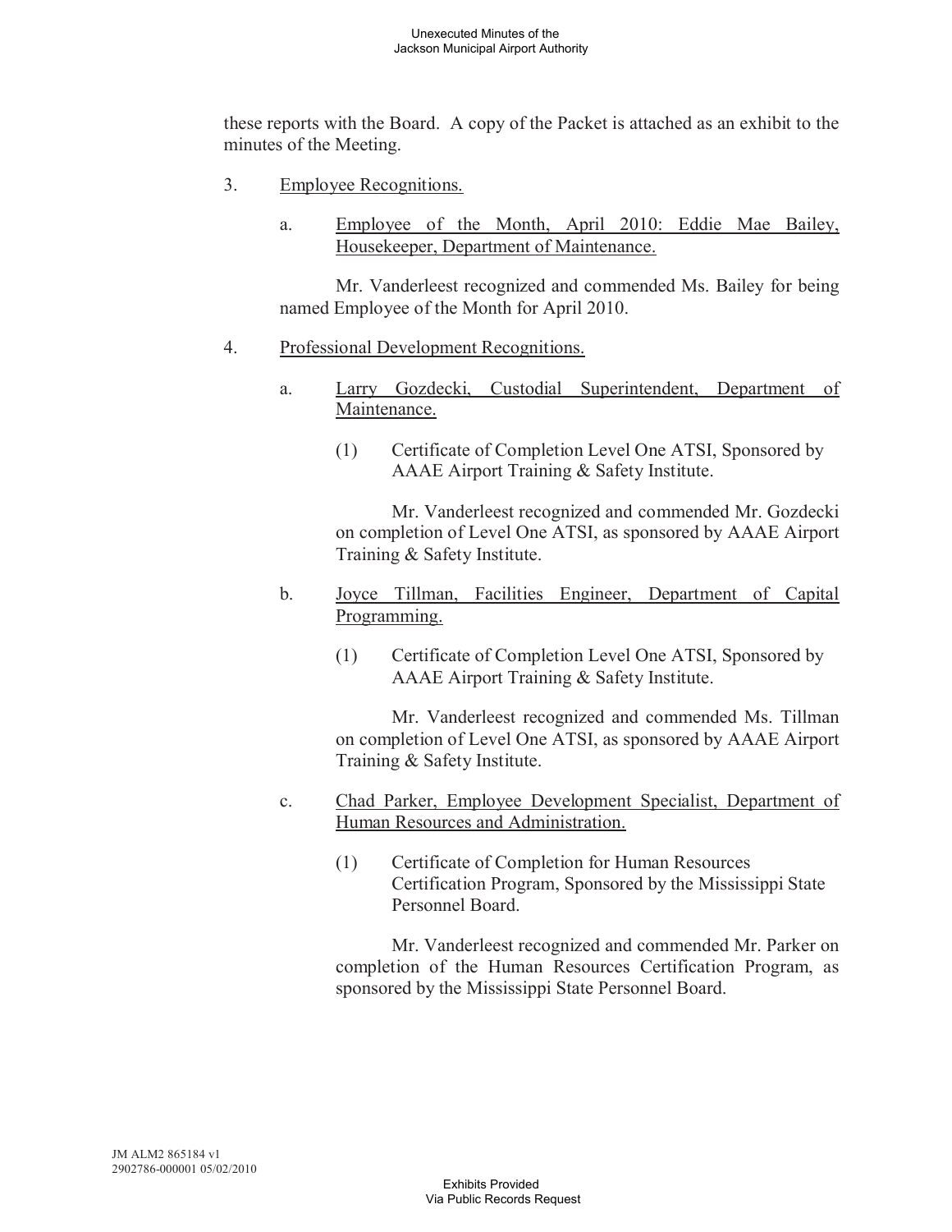these reports with the Board. A copy of the Packet is attached as an exhibit to the minutes of the Meeting.

3. Employee Recognitions.

   a. Employee of the Month, April 2010: Eddie Mae Bailey, Housekeeper, Department of Maintenance.

      Mr. Vanderleest recognized and commended Ms. Bailey for being named Employee of the Month for April 2010.

4. Professional Development Recognitions.

   a. Larry Gozdecki, Custodial Superintendent, Department of Maintenance.

      (1) Certificate of Completion Level One ATSI, Sponsored by AAAE Airport Training & Safety Institute.

      Mr. Vanderleest recognized and commended Mr. Gozdecki on completion of Level One ATSI, as sponsored by AAAE Airport Training & Safety Institute.

   b. Joyce Tillman, Facilities Engineer, Department of Capital Programming.

      (1) Certificate of Completion Level One ATSI, Sponsored by AAAE Airport Training & Safety Institute.

      Mr. Vanderleest recognized and commended Ms. Tillman on completion of Level One ATSI, as sponsored by AAAE Airport Training & Safety Institute.

   c. Chad Parker, Employee Development Specialist, Department of Human Resources and Administration.

      (1) Certificate of Completion for Human Resources Certification Program, Sponsored by the Mississippi State Personnel Board.

      Mr. Vanderleest recognized and commended Mr. Parker on completion of the Human Resources Certification Program, as sponsored by the Mississippi State Personnel Board.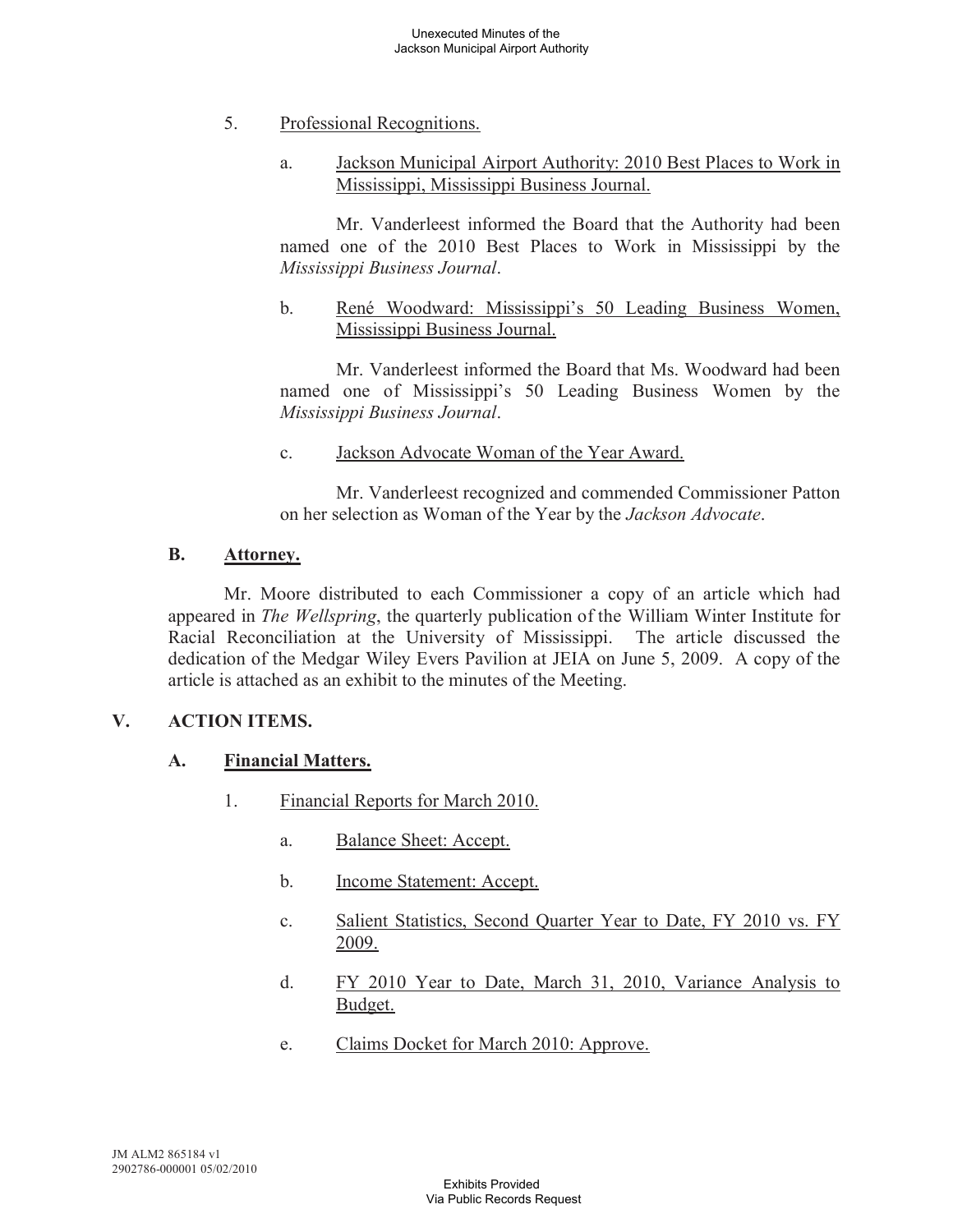5. Professional Recognitions.

   a. Jackson Municipal Airport Authority: 2010 Best Places to Work in Mississippi, Mississippi Business Journal.

      Mr. Vanderleest informed the Board that the Authority had been named one of the 2010 Best Places to Work in Mississippi by the *Mississippi Business Journal*.

   b. René Woodward: Mississippi's 50 Leading Business Women, Mississippi Business Journal.

      Mr. Vanderleest informed the Board that Ms. Woodward had been named one of Mississippi's 50 Leading Business Women by the *Mississippi Business Journal*.

   c. Jackson Advocate Woman of the Year Award.

      Mr. Vanderleest recognized and commended Commissioner Patton on her selection as Woman of the Year by the *Jackson Advocate*.

### B. Attorney.

Mr. Moore distributed to each Commissioner a copy of an article which had appeared in *The Wellspring*, the quarterly publication of the William Winter Institute for Racial Reconciliation at the University of Mississippi. The article discussed the dedication of the Medgar Wiley Evers Pavilion at JEIA on June 5, 2009. A copy of the article is attached as an exhibit to the minutes of the Meeting.

## V. ACTION ITEMS.

### A. Financial Matters.

1. Financial Reports for March 2010.

   a. Balance Sheet: Accept.

   b. Income Statement: Accept.

   c. Salient Statistics, Second Quarter Year to Date, FY 2010 vs. FY 2009.

   d. FY 2010 Year to Date, March 31, 2010, Variance Analysis to Budget.

   e. Claims Docket for March 2010: Approve.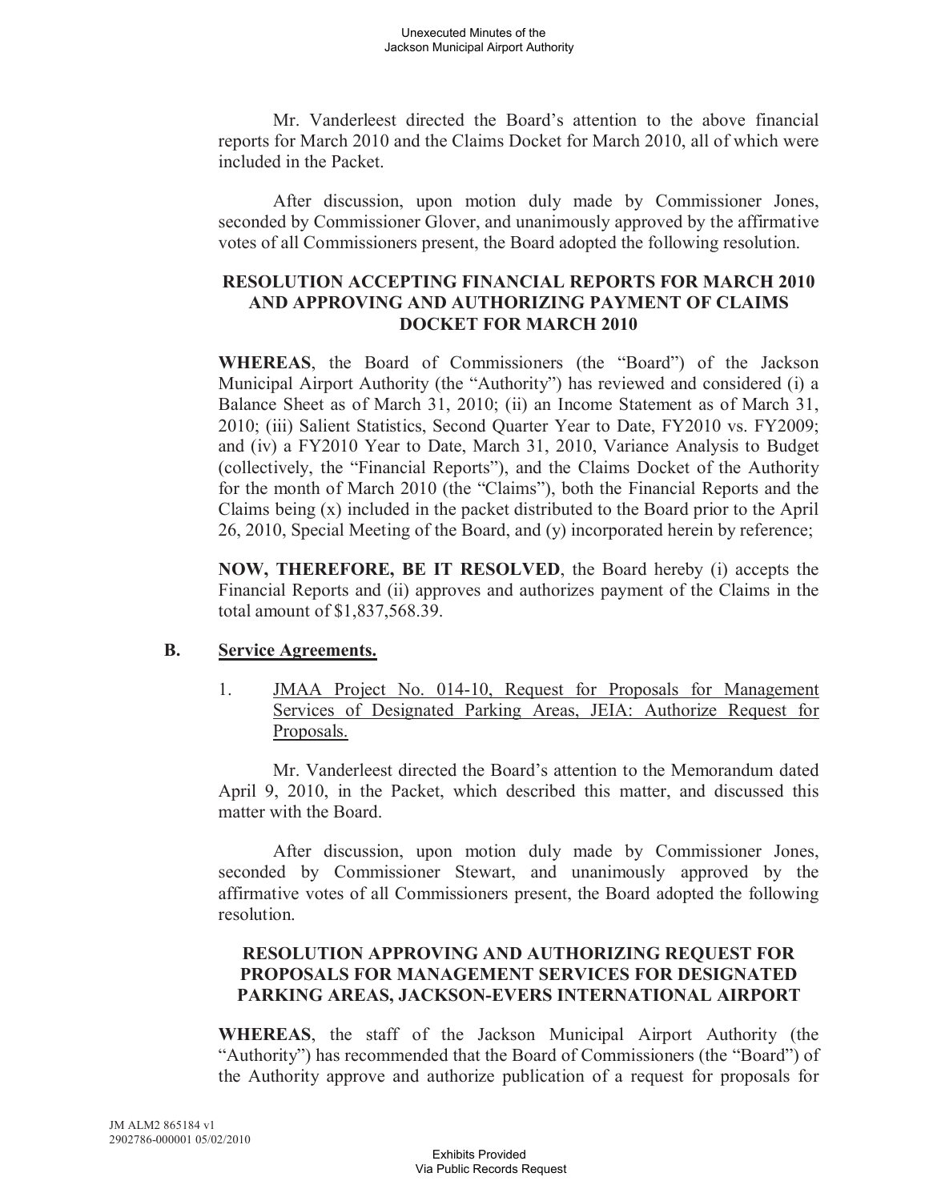Mr. Vanderleest directed the Board's attention to the above financial reports for March 2010 and the Claims Docket for March 2010, all of which were included in the Packet.

After discussion, upon motion duly made by Commissioner Jones, seconded by Commissioner Glover, and unanimously approved by the affirmative votes of all Commissioners present, the Board adopted the following resolution.

**RESOLUTION ACCEPTING FINANCIAL REPORTS FOR MARCH 2010 AND APPROVING AND AUTHORIZING PAYMENT OF CLAIMS DOCKET FOR MARCH 2010**

**WHEREAS**, the Board of Commissioners (the "Board") of the Jackson Municipal Airport Authority (the "Authority") has reviewed and considered (i) a Balance Sheet as of March 31, 2010; (ii) an Income Statement as of March 31, 2010; (iii) Salient Statistics, Second Quarter Year to Date, FY2010 vs. FY2009; and (iv) a FY2010 Year to Date, March 31, 2010, Variance Analysis to Budget (collectively, the "Financial Reports"), and the Claims Docket of the Authority for the month of March 2010 (the "Claims"), both the Financial Reports and the Claims being (x) included in the packet distributed to the Board prior to the April 26, 2010, Special Meeting of the Board, and (y) incorporated herein by reference;

**NOW, THEREFORE, BE IT RESOLVED**, the Board hereby (i) accepts the Financial Reports and (ii) approves and authorizes payment of the Claims in the total amount of $1,837,568.39.

**B. Service Agreements.**

1. JMAA Project No. 014-10, Request for Proposals for Management Services of Designated Parking Areas, JEIA: Authorize Request for Proposals.

Mr. Vanderleest directed the Board's attention to the Memorandum dated April 9, 2010, in the Packet, which described this matter, and discussed this matter with the Board.

After discussion, upon motion duly made by Commissioner Jones, seconded by Commissioner Stewart, and unanimously approved by the affirmative votes of all Commissioners present, the Board adopted the following resolution.

**RESOLUTION APPROVING AND AUTHORIZING REQUEST FOR PROPOSALS FOR MANAGEMENT SERVICES FOR DESIGNATED PARKING AREAS, JACKSON-EVERS INTERNATIONAL AIRPORT**

**WHEREAS**, the staff of the Jackson Municipal Airport Authority (the "Authority") has recommended that the Board of Commissioners (the "Board") of the Authority approve and authorize publication of a request for proposals for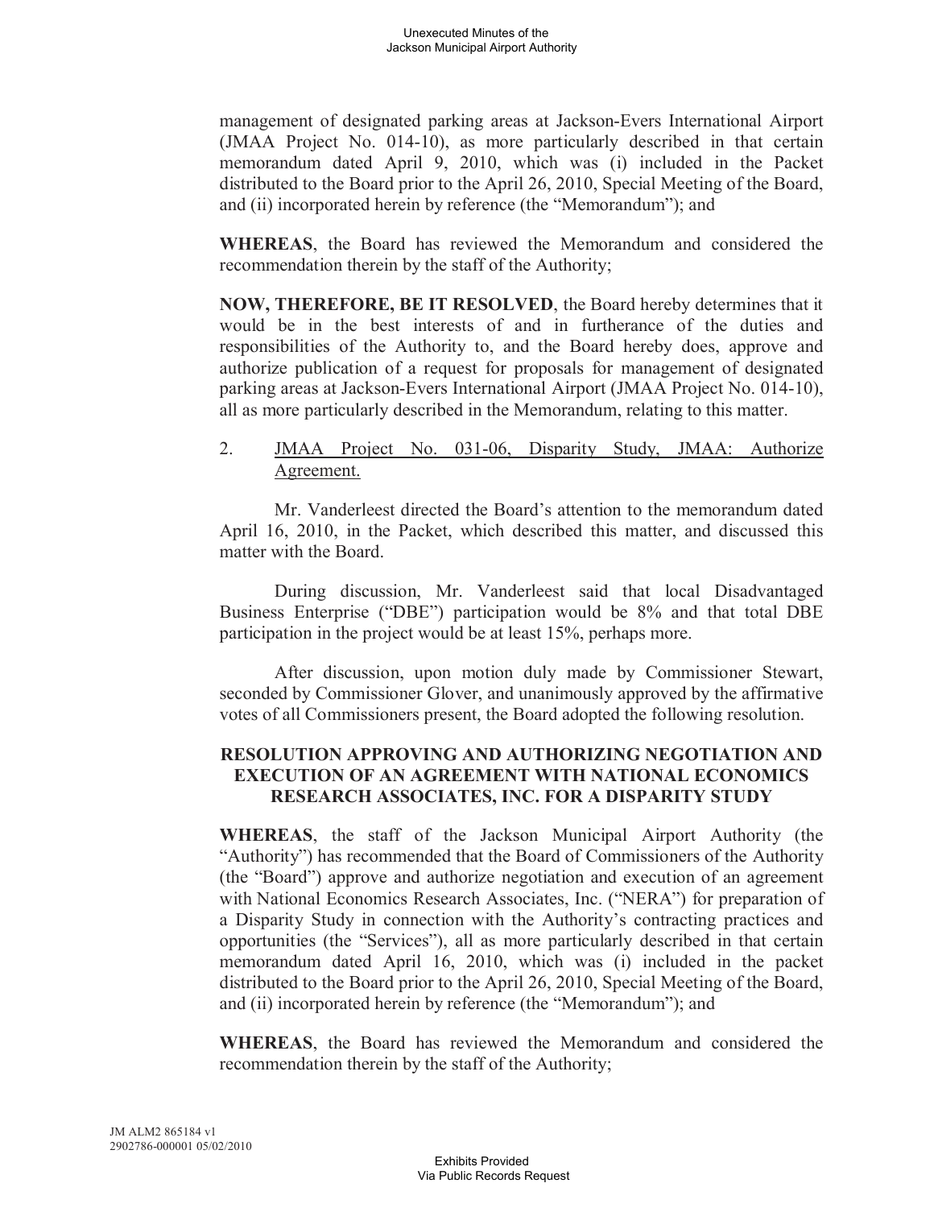management of designated parking areas at Jackson-Evers International Airport (JMAA Project No. 014-10), as more particularly described in that certain memorandum dated April 9, 2010, which was (i) included in the Packet distributed to the Board prior to the April 26, 2010, Special Meeting of the Board, and (ii) incorporated herein by reference (the "Memorandum"); and

**WHEREAS**, the Board has reviewed the Memorandum and considered the recommendation therein by the staff of the Authority;

**NOW, THEREFORE, BE IT RESOLVED**, the Board hereby determines that it would be in the best interests of and in furtherance of the duties and responsibilities of the Authority to, and the Board hereby does, approve and authorize publication of a request for proposals for management of designated parking areas at Jackson-Evers International Airport (JMAA Project No. 014-10), all as more particularly described in the Memorandum, relating to this matter.

2. JMAA Project No. 031-06, Disparity Study, JMAA: Authorize Agreement.

Mr. Vanderleest directed the Board's attention to the memorandum dated April 16, 2010, in the Packet, which described this matter, and discussed this matter with the Board.

During discussion, Mr. Vanderleest said that local Disadvantaged Business Enterprise ("DBE") participation would be 8% and that total DBE participation in the project would be at least 15%, perhaps more.

After discussion, upon motion duly made by Commissioner Stewart, seconded by Commissioner Glover, and unanimously approved by the affirmative votes of all Commissioners present, the Board adopted the following resolution.

**RESOLUTION APPROVING AND AUTHORIZING NEGOTIATION AND EXECUTION OF AN AGREEMENT WITH NATIONAL ECONOMICS RESEARCH ASSOCIATES, INC. FOR A DISPARITY STUDY**

**WHEREAS**, the staff of the Jackson Municipal Airport Authority (the "Authority") has recommended that the Board of Commissioners of the Authority (the "Board") approve and authorize negotiation and execution of an agreement with National Economics Research Associates, Inc. ("NERA") for preparation of a Disparity Study in connection with the Authority's contracting practices and opportunities (the "Services"), all as more particularly described in that certain memorandum dated April 16, 2010, which was (i) included in the packet distributed to the Board prior to the April 26, 2010, Special Meeting of the Board, and (ii) incorporated herein by reference (the "Memorandum"); and

**WHEREAS**, the Board has reviewed the Memorandum and considered the recommendation therein by the staff of the Authority;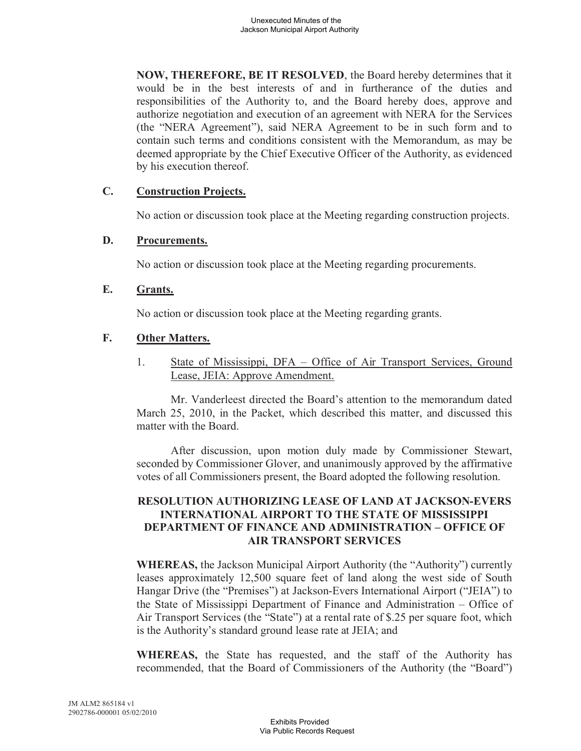**NOW, THEREFORE, BE IT RESOLVED**, the Board hereby determines that it would be in the best interests of and in furtherance of the duties and responsibilities of the Authority to, and the Board hereby does, approve and authorize negotiation and execution of an agreement with NERA for the Services (the "NERA Agreement"), said NERA Agreement to be in such form and to contain such terms and conditions consistent with the Memorandum, as may be deemed appropriate by the Chief Executive Officer of the Authority, as evidenced by his execution thereof.

**C. Construction Projects.**

No action or discussion took place at the Meeting regarding construction projects.

**D. Procurements.**

No action or discussion took place at the Meeting regarding procurements.

**E. Grants.**

No action or discussion took place at the Meeting regarding grants.

**F. Other Matters.**

1. State of Mississippi, DFA – Office of Air Transport Services, Ground Lease, JEIA: Approve Amendment.

Mr. Vanderleest directed the Board's attention to the memorandum dated March 25, 2010, in the Packet, which described this matter, and discussed this matter with the Board.

After discussion, upon motion duly made by Commissioner Stewart, seconded by Commissioner Glover, and unanimously approved by the affirmative votes of all Commissioners present, the Board adopted the following resolution.

**RESOLUTION AUTHORIZING LEASE OF LAND AT JACKSON-EVERS INTERNATIONAL AIRPORT TO THE STATE OF MISSISSIPPI DEPARTMENT OF FINANCE AND ADMINISTRATION – OFFICE OF AIR TRANSPORT SERVICES**

**WHEREAS,** the Jackson Municipal Airport Authority (the "Authority") currently leases approximately 12,500 square feet of land along the west side of South Hangar Drive (the "Premises") at Jackson-Evers International Airport ("JEIA") to the State of Mississippi Department of Finance and Administration – Office of Air Transport Services (the "State") at a rental rate of $.25 per square foot, which is the Authority's standard ground lease rate at JEIA; and

**WHEREAS,** the State has requested, and the staff of the Authority has recommended, that the Board of Commissioners of the Authority (the "Board")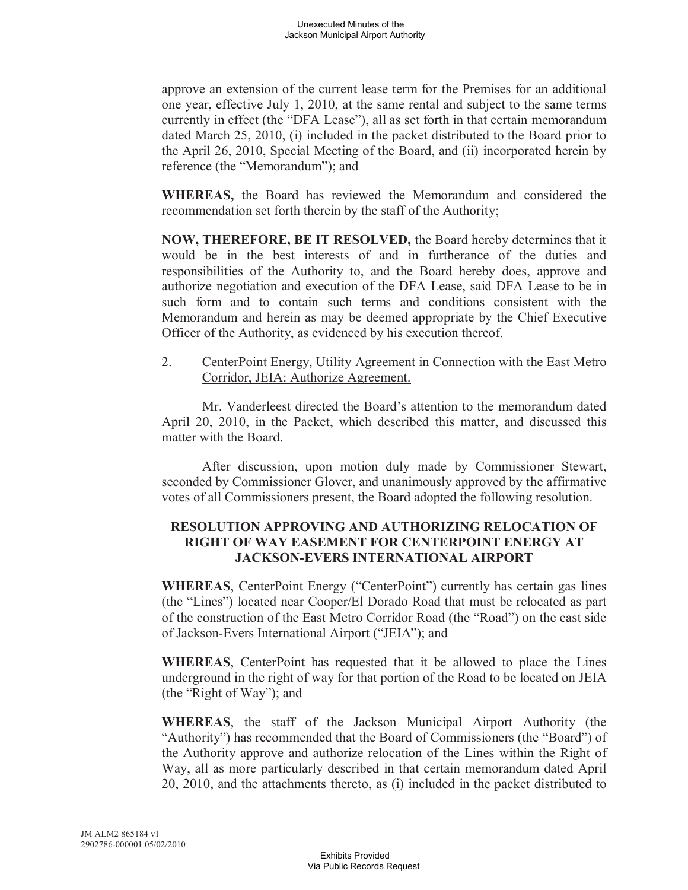approve an extension of the current lease term for the Premises for an additional one year, effective July 1, 2010, at the same rental and subject to the same terms currently in effect (the "DFA Lease"), all as set forth in that certain memorandum dated March 25, 2010, (i) included in the packet distributed to the Board prior to the April 26, 2010, Special Meeting of the Board, and (ii) incorporated herein by reference (the "Memorandum"); and

**WHEREAS,** the Board has reviewed the Memorandum and considered the recommendation set forth therein by the staff of the Authority;

**NOW, THEREFORE, BE IT RESOLVED,** the Board hereby determines that it would be in the best interests of and in furtherance of the duties and responsibilities of the Authority to, and the Board hereby does, approve and authorize negotiation and execution of the DFA Lease, said DFA Lease to be in such form and to contain such terms and conditions consistent with the Memorandum and herein as may be deemed appropriate by the Chief Executive Officer of the Authority, as evidenced by his execution thereof.

2. CenterPoint Energy, Utility Agreement in Connection with the East Metro Corridor, JEIA: Authorize Agreement.

Mr. Vanderleest directed the Board's attention to the memorandum dated April 20, 2010, in the Packet, which described this matter, and discussed this matter with the Board.

After discussion, upon motion duly made by Commissioner Stewart, seconded by Commissioner Glover, and unanimously approved by the affirmative votes of all Commissioners present, the Board adopted the following resolution.

**RESOLUTION APPROVING AND AUTHORIZING RELOCATION OF RIGHT OF WAY EASEMENT FOR CENTERPOINT ENERGY AT JACKSON-EVERS INTERNATIONAL AIRPORT**

**WHEREAS**, CenterPoint Energy ("CenterPoint") currently has certain gas lines (the "Lines") located near Cooper/El Dorado Road that must be relocated as part of the construction of the East Metro Corridor Road (the "Road") on the east side of Jackson-Evers International Airport ("JEIA"); and

**WHEREAS**, CenterPoint has requested that it be allowed to place the Lines underground in the right of way for that portion of the Road to be located on JEIA (the "Right of Way"); and

**WHEREAS**, the staff of the Jackson Municipal Airport Authority (the "Authority") has recommended that the Board of Commissioners (the "Board") of the Authority approve and authorize relocation of the Lines within the Right of Way, all as more particularly described in that certain memorandum dated April 20, 2010, and the attachments thereto, as (i) included in the packet distributed to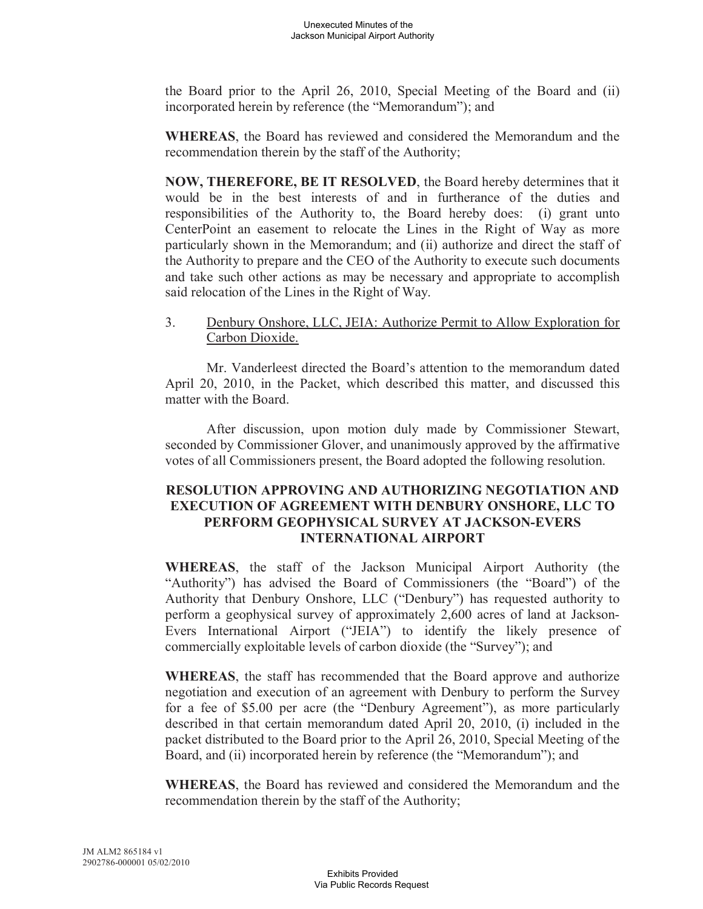the Board prior to the April 26, 2010, Special Meeting of the Board and (ii) incorporated herein by reference (the "Memorandum"); and

**WHEREAS**, the Board has reviewed and considered the Memorandum and the recommendation therein by the staff of the Authority;

**NOW, THEREFORE, BE IT RESOLVED**, the Board hereby determines that it would be in the best interests of and in furtherance of the duties and responsibilities of the Authority to, the Board hereby does: (i) grant unto CenterPoint an easement to relocate the Lines in the Right of Way as more particularly shown in the Memorandum; and (ii) authorize and direct the staff of the Authority to prepare and the CEO of the Authority to execute such documents and take such other actions as may be necessary and appropriate to accomplish said relocation of the Lines in the Right of Way.

3. Denbury Onshore, LLC, JEIA: Authorize Permit to Allow Exploration for Carbon Dioxide.

Mr. Vanderleest directed the Board's attention to the memorandum dated April 20, 2010, in the Packet, which described this matter, and discussed this matter with the Board.

After discussion, upon motion duly made by Commissioner Stewart, seconded by Commissioner Glover, and unanimously approved by the affirmative votes of all Commissioners present, the Board adopted the following resolution.

**RESOLUTION APPROVING AND AUTHORIZING NEGOTIATION AND EXECUTION OF AGREEMENT WITH DENBURY ONSHORE, LLC TO PERFORM GEOPHYSICAL SURVEY AT JACKSON-EVERS INTERNATIONAL AIRPORT**

**WHEREAS**, the staff of the Jackson Municipal Airport Authority (the "Authority") has advised the Board of Commissioners (the "Board") of the Authority that Denbury Onshore, LLC ("Denbury") has requested authority to perform a geophysical survey of approximately 2,600 acres of land at Jackson-Evers International Airport ("JEIA") to identify the likely presence of commercially exploitable levels of carbon dioxide (the "Survey"); and

**WHEREAS**, the staff has recommended that the Board approve and authorize negotiation and execution of an agreement with Denbury to perform the Survey for a fee of $5.00 per acre (the "Denbury Agreement"), as more particularly described in that certain memorandum dated April 20, 2010, (i) included in the packet distributed to the Board prior to the April 26, 2010, Special Meeting of the Board, and (ii) incorporated herein by reference (the "Memorandum"); and

**WHEREAS**, the Board has reviewed and considered the Memorandum and the recommendation therein by the staff of the Authority;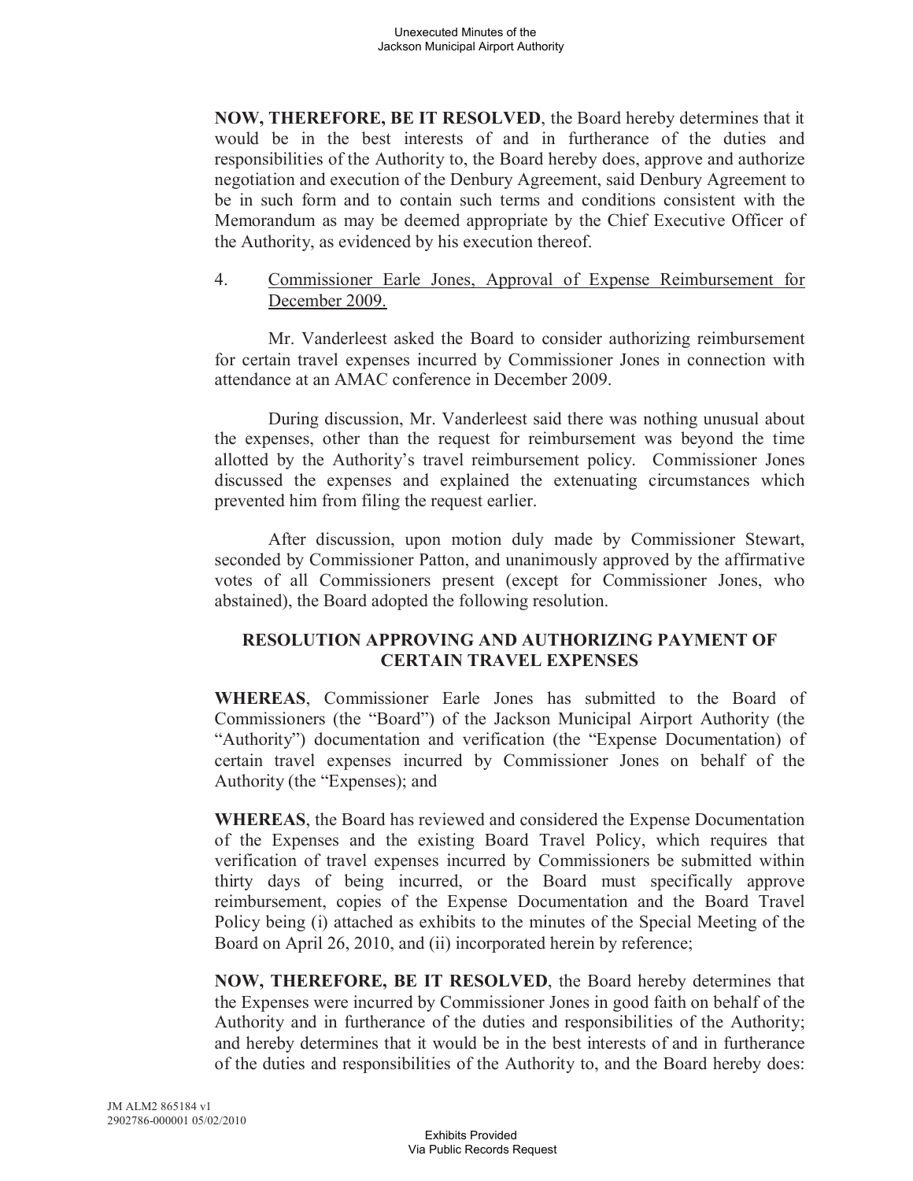**NOW, THEREFORE, BE IT RESOLVED**, the Board hereby determines that it would be in the best interests of and in furtherance of the duties and responsibilities of the Authority to, the Board hereby does, approve and authorize negotiation and execution of the Denbury Agreement, said Denbury Agreement to be in such form and to contain such terms and conditions consistent with the Memorandum as may be deemed appropriate by the Chief Executive Officer of the Authority, as evidenced by his execution thereof.

4. Commissioner Earle Jones, Approval of Expense Reimbursement for December 2009.

Mr. Vanderleest asked the Board to consider authorizing reimbursement for certain travel expenses incurred by Commissioner Jones in connection with attendance at an AMAC conference in December 2009.

During discussion, Mr. Vanderleest said there was nothing unusual about the expenses, other than the request for reimbursement was beyond the time allotted by the Authority's travel reimbursement policy. Commissioner Jones discussed the expenses and explained the extenuating circumstances which prevented him from filing the request earlier.

After discussion, upon motion duly made by Commissioner Stewart, seconded by Commissioner Patton, and unanimously approved by the affirmative votes of all Commissioners present (except for Commissioner Jones, who abstained), the Board adopted the following resolution.

**RESOLUTION APPROVING AND AUTHORIZING PAYMENT OF CERTAIN TRAVEL EXPENSES**

**WHEREAS**, Commissioner Earle Jones has submitted to the Board of Commissioners (the "Board") of the Jackson Municipal Airport Authority (the "Authority") documentation and verification (the "Expense Documentation) of certain travel expenses incurred by Commissioner Jones on behalf of the Authority (the "Expenses); and

**WHEREAS**, the Board has reviewed and considered the Expense Documentation of the Expenses and the existing Board Travel Policy, which requires that verification of travel expenses incurred by Commissioners be submitted within thirty days of being incurred, or the Board must specifically approve reimbursement, copies of the Expense Documentation and the Board Travel Policy being (i) attached as exhibits to the minutes of the Special Meeting of the Board on April 26, 2010, and (ii) incorporated herein by reference;

**NOW, THEREFORE, BE IT RESOLVED**, the Board hereby determines that the Expenses were incurred by Commissioner Jones in good faith on behalf of the Authority and in furtherance of the duties and responsibilities of the Authority; and hereby determines that it would be in the best interests of and in furtherance of the duties and responsibilities of the Authority to, and the Board hereby does: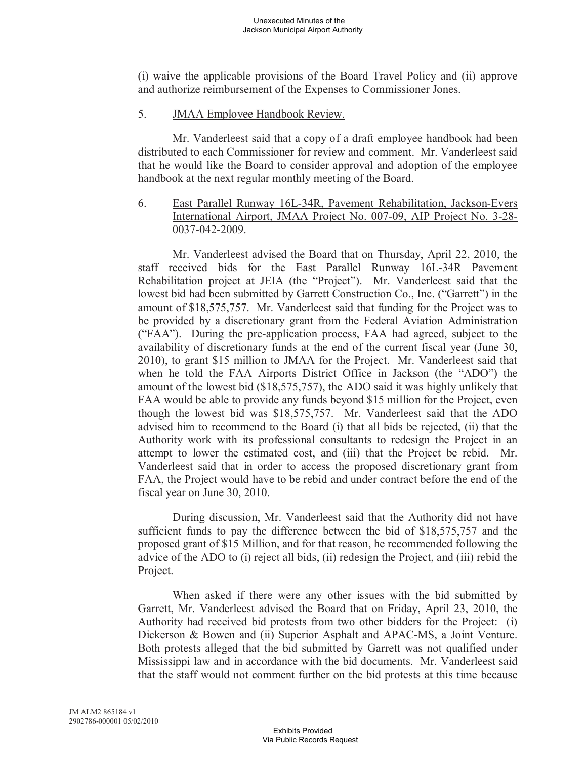(i) waive the applicable provisions of the Board Travel Policy and (ii) approve and authorize reimbursement of the Expenses to Commissioner Jones.

5. JMAA Employee Handbook Review.

Mr. Vanderleest said that a copy of a draft employee handbook had been distributed to each Commissioner for review and comment. Mr. Vanderleest said that he would like the Board to consider approval and adoption of the employee handbook at the next regular monthly meeting of the Board.

6. East Parallel Runway 16L-34R, Pavement Rehabilitation, Jackson-Evers International Airport, JMAA Project No. 007-09, AIP Project No. 3-28-0037-042-2009.

Mr. Vanderleest advised the Board that on Thursday, April 22, 2010, the staff received bids for the East Parallel Runway 16L-34R Pavement Rehabilitation project at JEIA (the "Project"). Mr. Vanderleest said that the lowest bid had been submitted by Garrett Construction Co., Inc. ("Garrett") in the amount of $18,575,757. Mr. Vanderleest said that funding for the Project was to be provided by a discretionary grant from the Federal Aviation Administration ("FAA"). During the pre-application process, FAA had agreed, subject to the availability of discretionary funds at the end of the current fiscal year (June 30, 2010), to grant $15 million to JMAA for the Project. Mr. Vanderleest said that when he told the FAA Airports District Office in Jackson (the "ADO") the amount of the lowest bid ($18,575,757), the ADO said it was highly unlikely that FAA would be able to provide any funds beyond $15 million for the Project, even though the lowest bid was $18,575,757. Mr. Vanderleest said that the ADO advised him to recommend to the Board (i) that all bids be rejected, (ii) that the Authority work with its professional consultants to redesign the Project in an attempt to lower the estimated cost, and (iii) that the Project be rebid. Mr. Vanderleest said that in order to access the proposed discretionary grant from FAA, the Project would have to be rebid and under contract before the end of the fiscal year on June 30, 2010.

During discussion, Mr. Vanderleest said that the Authority did not have sufficient funds to pay the difference between the bid of $18,575,757 and the proposed grant of $15 Million, and for that reason, he recommended following the advice of the ADO to (i) reject all bids, (ii) redesign the Project, and (iii) rebid the Project.

When asked if there were any other issues with the bid submitted by Garrett, Mr. Vanderleest advised the Board that on Friday, April 23, 2010, the Authority had received bid protests from two other bidders for the Project: (i) Dickerson & Bowen and (ii) Superior Asphalt and APAC-MS, a Joint Venture. Both protests alleged that the bid submitted by Garrett was not qualified under Mississippi law and in accordance with the bid documents. Mr. Vanderleest said that the staff would not comment further on the bid protests at this time because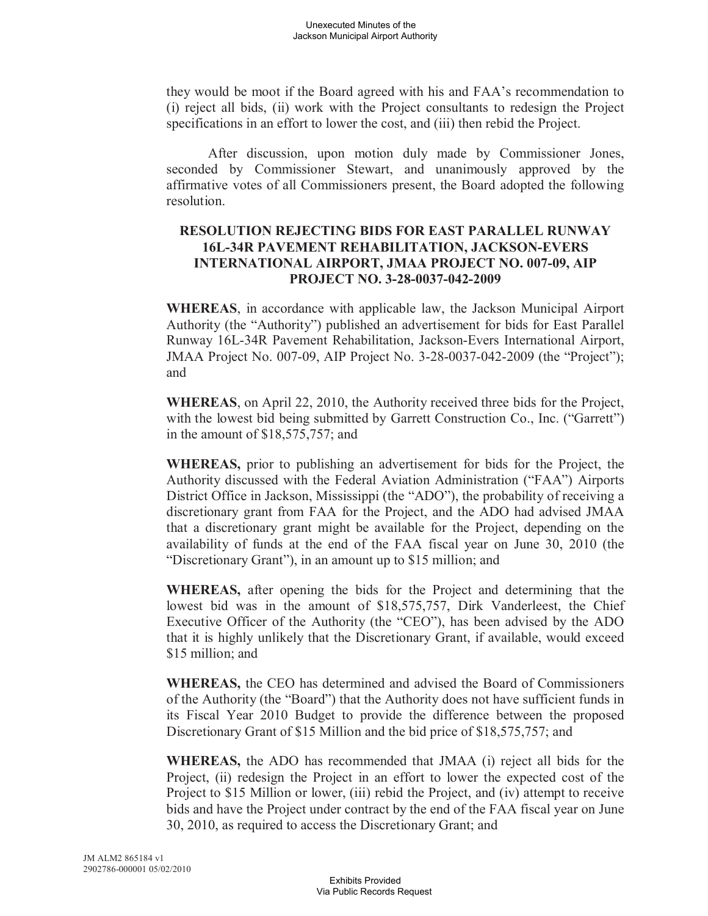they would be moot if the Board agreed with his and FAA's recommendation to (i) reject all bids, (ii) work with the Project consultants to redesign the Project specifications in an effort to lower the cost, and (iii) then rebid the Project.

After discussion, upon motion duly made by Commissioner Jones, seconded by Commissioner Stewart, and unanimously approved by the affirmative votes of all Commissioners present, the Board adopted the following resolution.

**RESOLUTION REJECTING BIDS FOR EAST PARALLEL RUNWAY 16L-34R PAVEMENT REHABILITATION, JACKSON-EVERS INTERNATIONAL AIRPORT, JMAA PROJECT NO. 007-09, AIP PROJECT NO. 3-28-0037-042-2009**

**WHEREAS**, in accordance with applicable law, the Jackson Municipal Airport Authority (the "Authority") published an advertisement for bids for East Parallel Runway 16L-34R Pavement Rehabilitation, Jackson-Evers International Airport, JMAA Project No. 007-09, AIP Project No. 3-28-0037-042-2009 (the "Project"); and

**WHEREAS**, on April 22, 2010, the Authority received three bids for the Project, with the lowest bid being submitted by Garrett Construction Co., Inc. ("Garrett") in the amount of $18,575,757; and

**WHEREAS,** prior to publishing an advertisement for bids for the Project, the Authority discussed with the Federal Aviation Administration ("FAA") Airports District Office in Jackson, Mississippi (the "ADO"), the probability of receiving a discretionary grant from FAA for the Project, and the ADO had advised JMAA that a discretionary grant might be available for the Project, depending on the availability of funds at the end of the FAA fiscal year on June 30, 2010 (the "Discretionary Grant"), in an amount up to $15 million; and

**WHEREAS,** after opening the bids for the Project and determining that the lowest bid was in the amount of $18,575,757, Dirk Vanderleest, the Chief Executive Officer of the Authority (the "CEO"), has been advised by the ADO that it is highly unlikely that the Discretionary Grant, if available, would exceed $15 million; and

**WHEREAS,** the CEO has determined and advised the Board of Commissioners of the Authority (the "Board") that the Authority does not have sufficient funds in its Fiscal Year 2010 Budget to provide the difference between the proposed Discretionary Grant of $15 Million and the bid price of $18,575,757; and

**WHEREAS,** the ADO has recommended that JMAA (i) reject all bids for the Project, (ii) redesign the Project in an effort to lower the expected cost of the Project to $15 Million or lower, (iii) rebid the Project, and (iv) attempt to receive bids and have the Project under contract by the end of the FAA fiscal year on June 30, 2010, as required to access the Discretionary Grant; and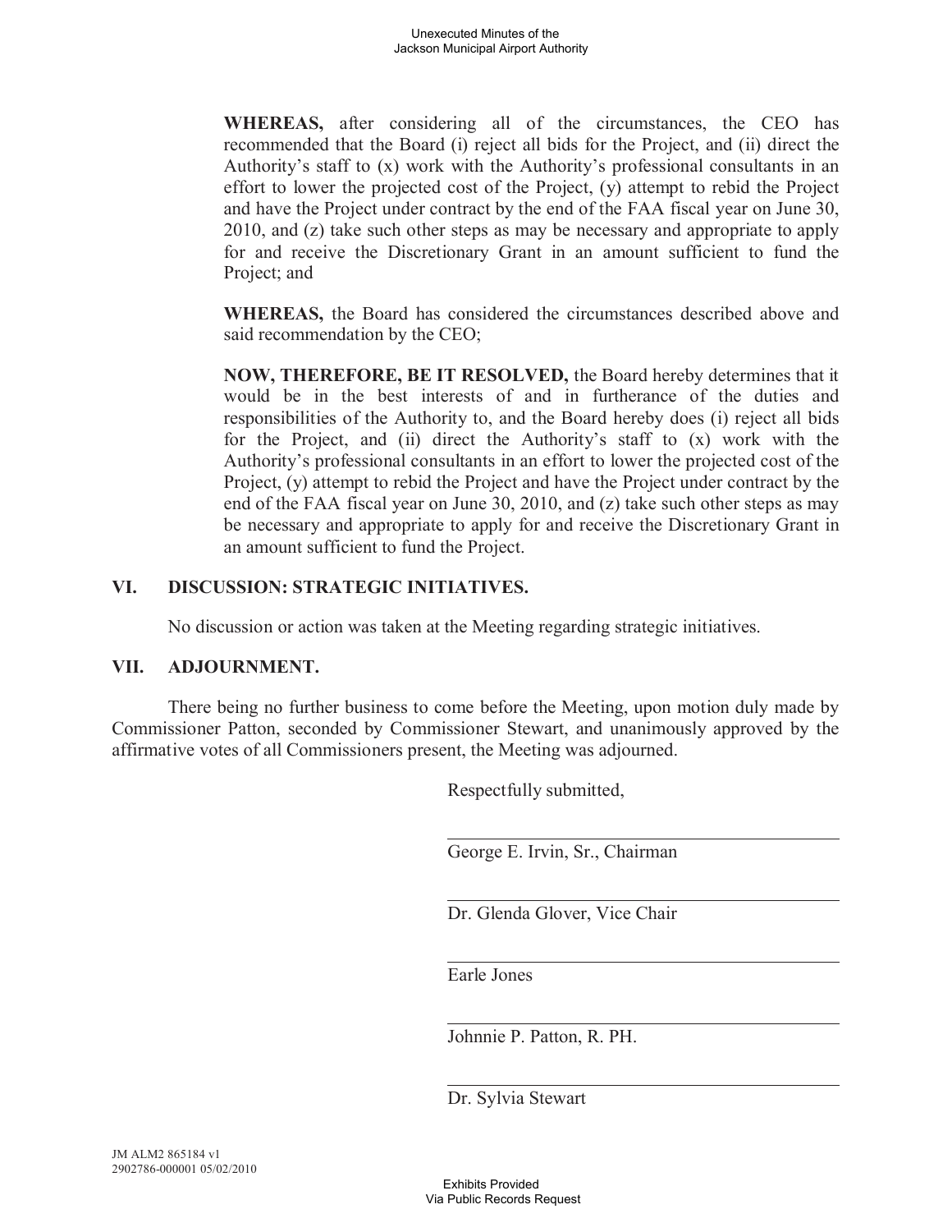**WHEREAS,** after considering all of the circumstances, the CEO has recommended that the Board (i) reject all bids for the Project, and (ii) direct the Authority's staff to (x) work with the Authority's professional consultants in an effort to lower the projected cost of the Project, (y) attempt to rebid the Project and have the Project under contract by the end of the FAA fiscal year on June 30, 2010, and (z) take such other steps as may be necessary and appropriate to apply for and receive the Discretionary Grant in an amount sufficient to fund the Project; and

**WHEREAS,** the Board has considered the circumstances described above and said recommendation by the CEO;

**NOW, THEREFORE, BE IT RESOLVED,** the Board hereby determines that it would be in the best interests of and in furtherance of the duties and responsibilities of the Authority to, and the Board hereby does (i) reject all bids for the Project, and (ii) direct the Authority's staff to (x) work with the Authority's professional consultants in an effort to lower the projected cost of the Project, (y) attempt to rebid the Project and have the Project under contract by the end of the FAA fiscal year on June 30, 2010, and (z) take such other steps as may be necessary and appropriate to apply for and receive the Discretionary Grant in an amount sufficient to fund the Project.

## VI. DISCUSSION: STRATEGIC INITIATIVES.

No discussion or action was taken at the Meeting regarding strategic initiatives.

## VII. ADJOURNMENT.

There being no further business to come before the Meeting, upon motion duly made by Commissioner Patton, seconded by Commissioner Stewart, and unanimously approved by the affirmative votes of all Commissioners present, the Meeting was adjourned.

Respectfully submitted,

\_\_\_\_\_\_\_\_\_\_\_\_\_\_\_\_\_\_\_\_\_\_\_\_\_\_\_\_\_\_\_\_\_\_\_\_\_\_\_\_

George E. Irvin, Sr., Chairman

\_\_\_\_\_\_\_\_\_\_\_\_\_\_\_\_\_\_\_\_\_\_\_\_\_\_\_\_\_\_\_\_\_\_\_\_\_\_\_\_

Dr. Glenda Glover, Vice Chair

\_\_\_\_\_\_\_\_\_\_\_\_\_\_\_\_\_\_\_\_\_\_\_\_\_\_\_\_\_\_\_\_\_\_\_\_\_\_\_\_

Earle Jones

\_\_\_\_\_\_\_\_\_\_\_\_\_\_\_\_\_\_\_\_\_\_\_\_\_\_\_\_\_\_\_\_\_\_\_\_\_\_\_\_

Johnnie P. Patton, R. PH.

\_\_\_\_\_\_\_\_\_\_\_\_\_\_\_\_\_\_\_\_\_\_\_\_\_\_\_\_\_\_\_\_\_\_\_\_\_\_\_\_

Dr. Sylvia Stewart

JM ALM2 865184 v1
2902786-000001 05/02/2010